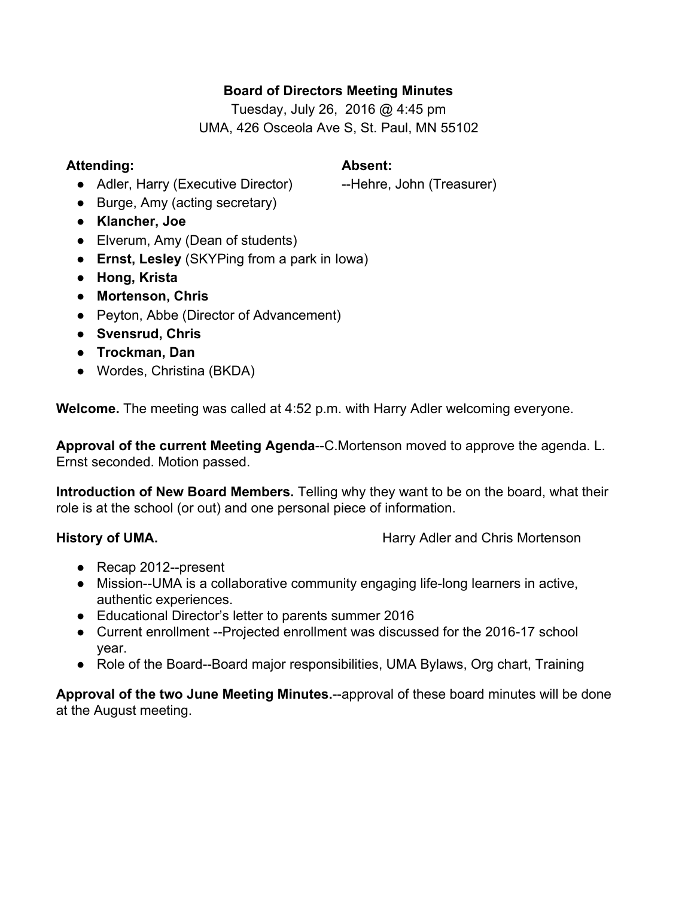**Board of Directors Meeting Minutes**

Tuesday, July 26, 2016 @ 4:45 pm

UMA, 426 Osceola Ave S, St. Paul, MN 55102

**Attending:**

- Adler, Harry (Executive Director)
- Burge, Amy (acting secretary)
- **Klancher, Joe**
- Elverum, Amy (Dean of students)
- **Ernst, Lesley** (SKYPing from a park in Iowa)
- **Hong, Krista**
- **Mortenson, Chris**
- Peyton, Abbe (Director of Advancement)
- **Svensrud, Chris**
- **Trockman, Dan**
- Wordes, Christina (BKDA)

**Absent:**

--Hehre, John (Treasurer)

**Welcome.** The meeting was called at 4:52 p.m. with Harry Adler welcoming everyone.

**Approval of the current Meeting Agenda**--C.Mortenson moved to approve the agenda. L. Ernst seconded. Motion passed.

**Introduction of New Board Members.** Telling why they want to be on the board, what their role is at the school (or out) and one personal piece of information.

**History of UMA.** Harry Adler and Chris Mortenson

- Recap 2012--present
- Mission--UMA is a collaborative community engaging life-long learners in active, authentic experiences.
- Educational Director's letter to parents summer 2016
- Current enrollment --Projected enrollment was discussed for the 2016-17 school year.
- Role of the Board--Board major responsibilities, UMA Bylaws, Org chart, Training

**Approval of the two June Meeting Minutes.**--approval of these board minutes will be done at the August meeting.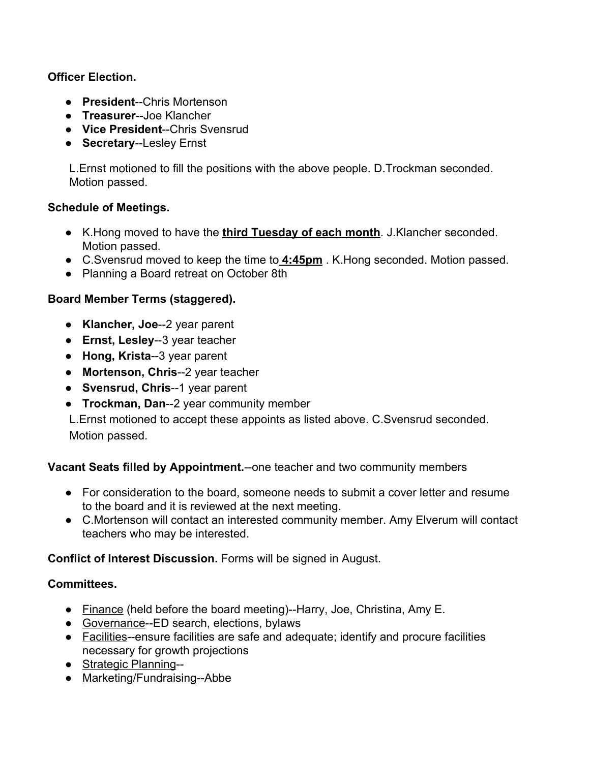**Officer Election.**

- **President**--Chris Mortenson
- **Treasurer**--Joe Klancher
- **Vice President**--Chris Svensrud
- **Secretary**--Lesley Ernst

L.Ernst motioned to fill the positions with the above people. D.Trockman seconded. Motion passed.

**Schedule of Meetings.**

- K.Hong moved to have the **third Tuesday of each month**. J.Klancher seconded. Motion passed.
- C.Svensrud moved to keep the time to **4:45pm** . K.Hong seconded. Motion passed.
- Planning a Board retreat on October 8th

**Board Member Terms (staggered).**

- **Klancher, Joe**--2 year parent
- **Ernst, Lesley**--3 year teacher
- **Hong, Krista**--3 year parent
- **Mortenson, Chris**--2 year teacher
- **Svensrud, Chris**--1 year parent
- **Trockman, Dan**--2 year community member

L.Ernst motioned to accept these appoints as listed above. C.Svensrud seconded. Motion passed.

**Vacant Seats filled by Appointment.**--one teacher and two community members

- For consideration to the board, someone needs to submit a cover letter and resume to the board and it is reviewed at the next meeting.
- C.Mortenson will contact an interested community member. Amy Elverum will contact teachers who may be interested.

**Conflict of Interest Discussion.** Forms will be signed in August.

**Committees.**

- Finance (held before the board meeting)--Harry, Joe, Christina, Amy E.
- Governance--ED search, elections, bylaws
- Facilities--ensure facilities are safe and adequate; identify and procure facilities necessary for growth projections
- Strategic Planning--
- Marketing/Fundraising--Abbe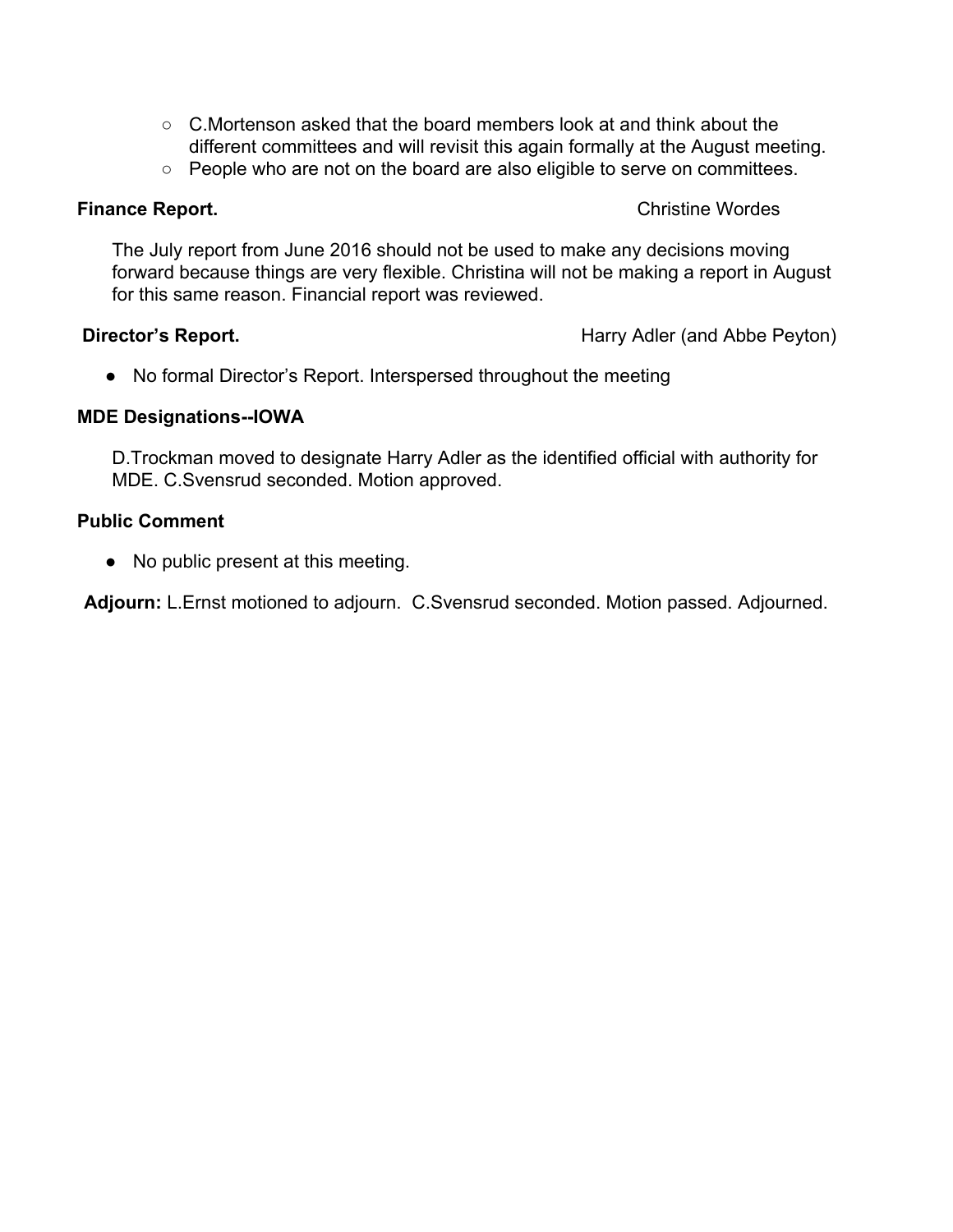- C.Mortenson asked that the board members look at and think about the different committees and will revisit this again formally at the August meeting.
- People who are not on the board are also eligible to serve on committees.

**Finance Report.** Christine Wordes

The July report from June 2016 should not be used to make any decisions moving forward because things are very flexible. Christina will not be making a report in August for this same reason. Financial report was reviewed.

**Director's Report.** Harry Adler (and Abbe Peyton)

- No formal Director's Report. Interspersed throughout the meeting

**MDE Designations--IOWA**

D.Trockman moved to designate Harry Adler as the identified official with authority for MDE. C.Svensrud seconded. Motion approved.

**Public Comment**

- No public present at this meeting.

**Adjourn:** L.Ernst motioned to adjourn. C.Svensrud seconded. Motion passed. Adjourned.